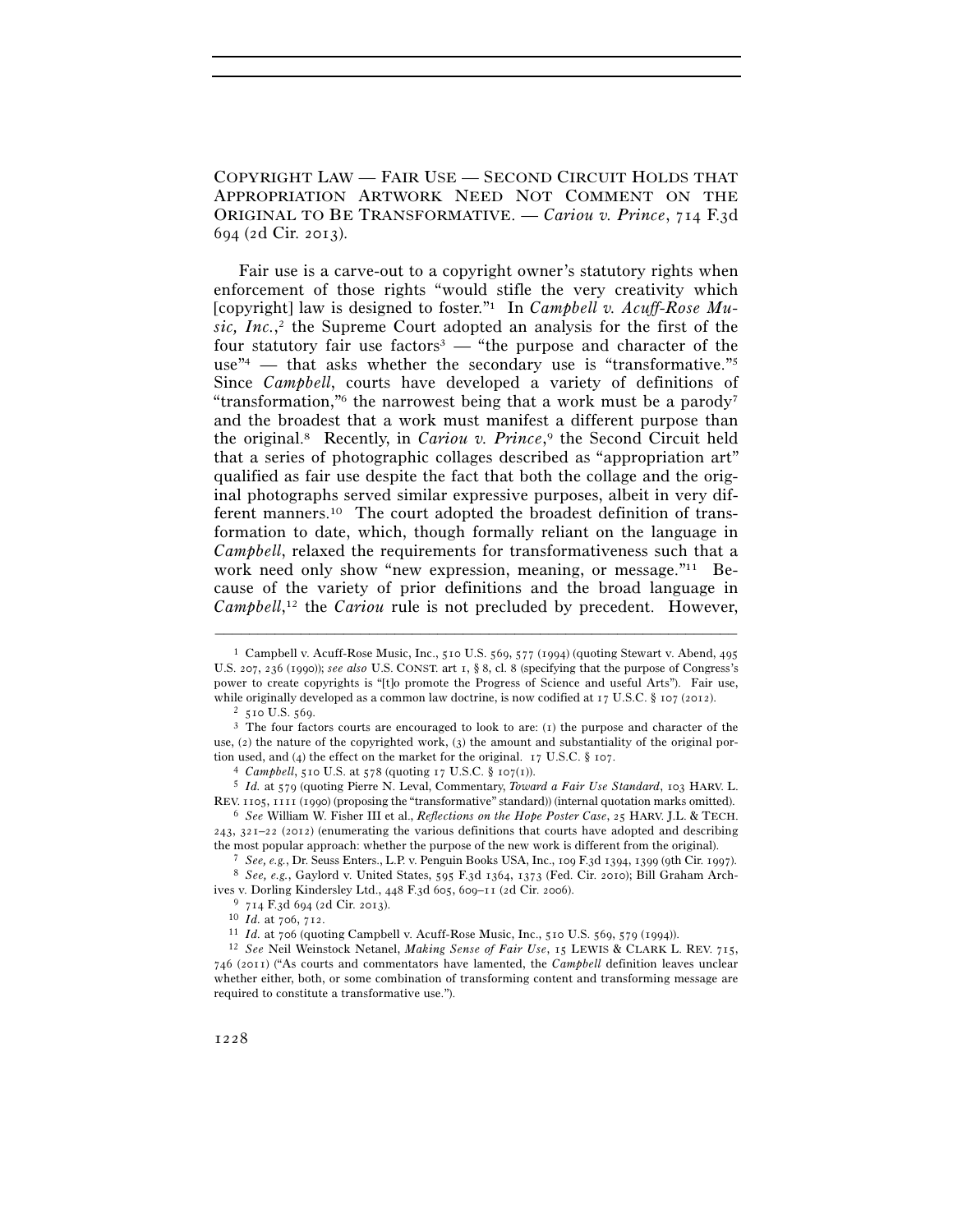COPYRIGHT LAW — FAIR USE — SECOND CIRCUIT HOLDS THAT APPROPRIATION ARTWORK NEED NOT COMMENT ON THE ORIGINAL TO BE TRANSFORMATIVE. — *Cariou v. Prince*, 714 F.3d 694 (2d Cir. 2013).

Fair use is a carve-out to a copyright owner's statutory rights when enforcement of those rights "would stifle the very creativity which [copyright] law is designed to foster."[1] In *Campbell v. Acuff-Rose Music, Inc.*,[2] the Supreme Court adopted an analysis for the first of the four statutory fair use factors[3] — "the purpose and character of the use"[4] — that asks whether the secondary use is "transformative."[5] Since *Campbell*, courts have developed a variety of definitions of "transformation,"[6] the narrowest being that a work must be a parody[7] and the broadest that a work must manifest a different purpose than the original.[8] Recently, in *Cariou v. Prince*,[9] the Second Circuit held that a series of photographic collages described as "appropriation art" qualified as fair use despite the fact that both the collage and the original photographs served similar expressive purposes, albeit in very different manners.[10] The court adopted the broadest definition of transformation to date, which, though formally reliant on the language in *Campbell*, relaxed the requirements for transformativeness such that a work need only show "new expression, meaning, or message."[11] Because of the variety of prior definitions and the broad language in *Campbell*,[12] the *Cariou* rule is not precluded by precedent. However,

---

[1] Campbell v. Acuff-Rose Music, Inc., 510 U.S. 569, 577 (1994) (quoting Stewart v. Abend, 495 U.S. 207, 236 (1990)); *see also* U.S. CONST. art 1, § 8, cl. 8 (specifying that the purpose of Congress's power to create copyrights is "[t]o promote the Progress of Science and useful Arts"). Fair use, while originally developed as a common law doctrine, is now codified at 17 U.S.C. § 107 (2012).

[2] 510 U.S. 569.

[3] The four factors courts are encouraged to look to are: (1) the purpose and character of the use, (2) the nature of the copyrighted work, (3) the amount and substantiality of the original portion used, and (4) the effect on the market for the original. 17 U.S.C. § 107.

[4] *Campbell*, 510 U.S. at 578 (quoting 17 U.S.C. § 107(1)).

[5] *Id.* at 579 (quoting Pierre N. Leval, Commentary, *Toward a Fair Use Standard*, 103 HARV. L. REV. 1105, 1111 (1990) (proposing the "transformative" standard)) (internal quotation marks omitted).

[6] *See* William W. Fisher III et al., *Reflections on the Hope Poster Case*, 25 HARV. J.L. & TECH. 243, 321–22 (2012) (enumerating the various definitions that courts have adopted and describing the most popular approach: whether the purpose of the new work is different from the original).

[7] *See, e.g.*, Dr. Seuss Enters., L.P. v. Penguin Books USA, Inc., 109 F.3d 1394, 1399 (9th Cir. 1997).

[8] *See, e.g.*, Gaylord v. United States, 595 F.3d 1364, 1373 (Fed. Cir. 2010); Bill Graham Archives v. Dorling Kindersley Ltd., 448 F.3d 605, 609–11 (2d Cir. 2006).

[9] 714 F.3d 694 (2d Cir. 2013).

[10] *Id.* at 706, 712.

[11] *Id.* at 706 (quoting Campbell v. Acuff-Rose Music, Inc., 510 U.S. 569, 579 (1994)).

[12] *See* Neil Weinstock Netanel, *Making Sense of Fair Use*, 15 LEWIS & CLARK L. REV. 715, 746 (2011) ("As courts and commentators have lamented, the *Campbell* definition leaves unclear whether either, both, or some combination of transforming content and transforming message are required to constitute a transformative use.").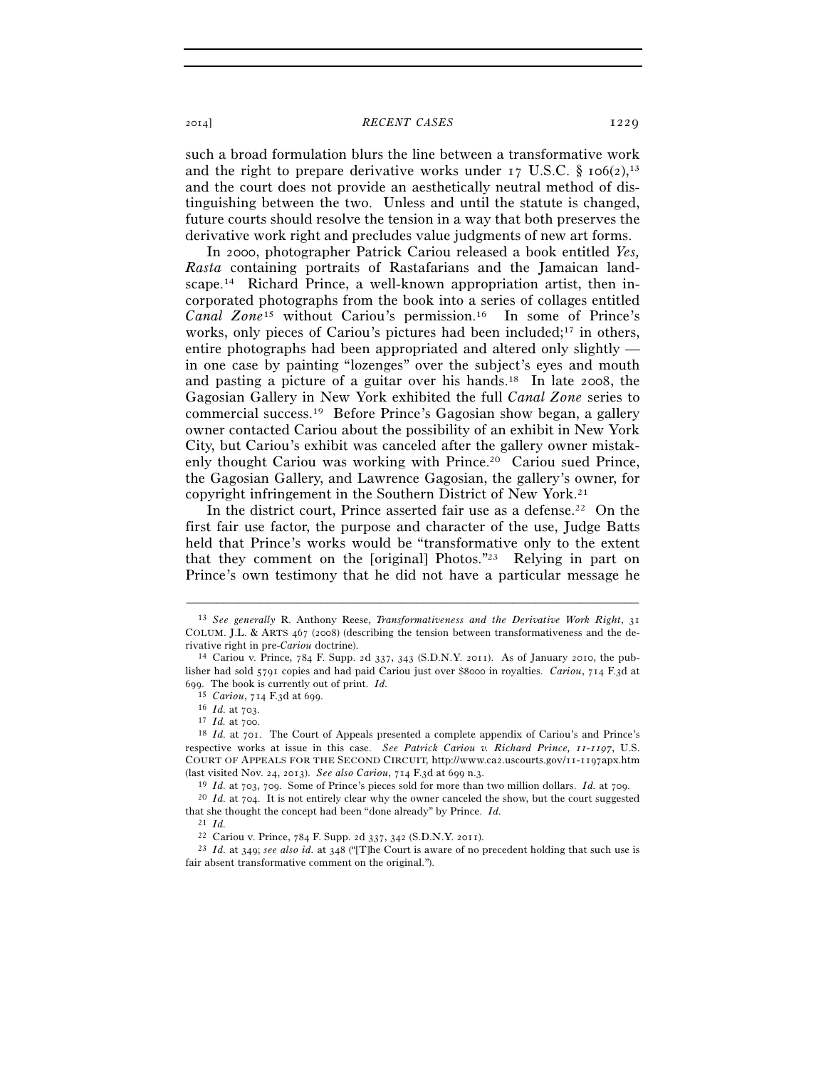such a broad formulation blurs the line between a transformative work and the right to prepare derivative works under 17 U.S.C. § 106(2),[13] and the court does not provide an aesthetically neutral method of distinguishing between the two. Unless and until the statute is changed, future courts should resolve the tension in a way that both preserves the derivative work right and precludes value judgments of new art forms.

In 2000, photographer Patrick Cariou released a book entitled *Yes, Rasta* containing portraits of Rastafarians and the Jamaican landscape.[14] Richard Prince, a well-known appropriation artist, then incorporated photographs from the book into a series of collages entitled *Canal Zone*[15] without Cariou's permission.[16] In some of Prince's works, only pieces of Cariou's pictures had been included;[17] in others, entire photographs had been appropriated and altered only slightly — in one case by painting "lozenges" over the subject's eyes and mouth and pasting a picture of a guitar over his hands.[18] In late 2008, the Gagosian Gallery in New York exhibited the full *Canal Zone* series to commercial success.[19] Before Prince's Gagosian show began, a gallery owner contacted Cariou about the possibility of an exhibit in New York City, but Cariou's exhibit was canceled after the gallery owner mistakenly thought Cariou was working with Prince.[20] Cariou sued Prince, the Gagosian Gallery, and Lawrence Gagosian, the gallery's owner, for copyright infringement in the Southern District of New York.[21]

In the district court, Prince asserted fair use as a defense.[22] On the first fair use factor, the purpose and character of the use, Judge Batts held that Prince's works would be "transformative only to the extent that they comment on the [original] Photos."[23] Relying in part on Prince's own testimony that he did not have a particular message he

---

[13] *See generally* R. Anthony Reese, *Transformativeness and the Derivative Work Right*, 31 COLUM. J.L. & ARTS 467 (2008) (describing the tension between transformativeness and the derivative right in pre-*Cariou* doctrine).

[14] Cariou v. Prince, 784 F. Supp. 2d 337, 343 (S.D.N.Y. 2011). As of January 2010, the publisher had sold 5791 copies and had paid Cariou just over $8000 in royalties. *Cariou*, 714 F.3d at 699. The book is currently out of print. *Id.*

[15] *Cariou*, 714 F.3d at 699.

[16] *Id.* at 703.

[17] *Id.* at 700.

[18] *Id.* at 701. The Court of Appeals presented a complete appendix of Cariou's and Prince's respective works at issue in this case. *See Patrick Cariou v. Richard Prince, 11-1197*, U.S. COURT OF APPEALS FOR THE SECOND CIRCUIT, http://www.ca2.uscourts.gov/11-1197apx.htm (last visited Nov. 24, 2013). *See also Cariou*, 714 F.3d at 699 n.3.

[19] *Id.* at 703, 709. Some of Prince's pieces sold for more than two million dollars. *Id.* at 709.

[20] *Id.* at 704. It is not entirely clear why the owner canceled the show, but the court suggested that she thought the concept had been "done already" by Prince. *Id.*

[21] *Id.*

[22] Cariou v. Prince, 784 F. Supp. 2d 337, 342 (S.D.N.Y. 2011).

[23] *Id.* at 349; *see also id.* at 348 ("[T]he Court is aware of no precedent holding that such use is fair absent transformative comment on the original.").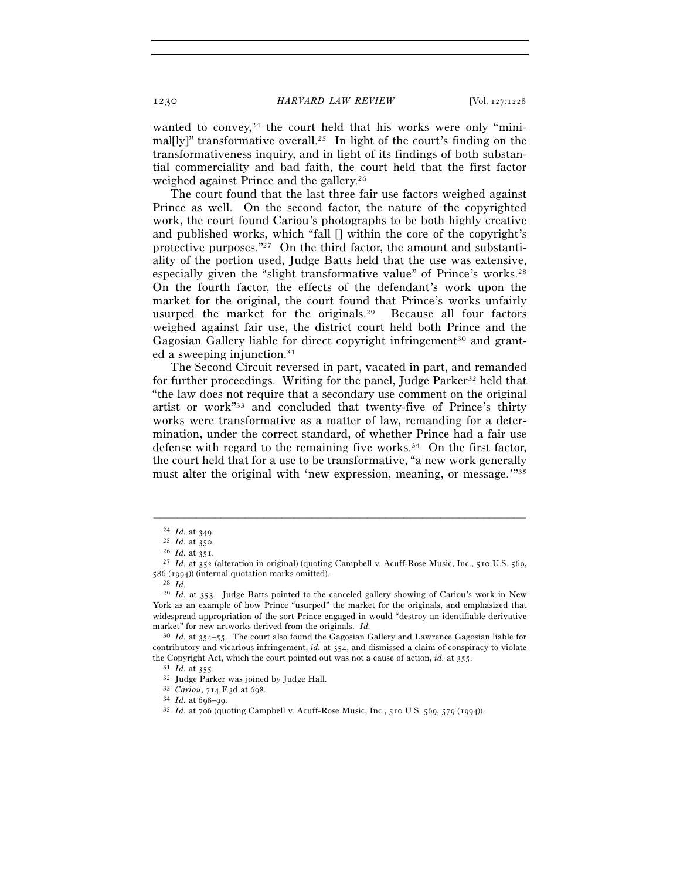wanted to convey,[24] the court held that his works were only "minimal[ly]" transformative overall.[25] In light of the court's finding on the transformativeness inquiry, and in light of its findings of both substantial commerciality and bad faith, the court held that the first factor weighed against Prince and the gallery.[26]

The court found that the last three fair use factors weighed against Prince as well. On the second factor, the nature of the copyrighted work, the court found Cariou's photographs to be both highly creative and published works, which "fall [] within the core of the copyright's protective purposes."[27] On the third factor, the amount and substantiality of the portion used, Judge Batts held that the use was extensive, especially given the "slight transformative value" of Prince's works.[28] On the fourth factor, the effects of the defendant's work upon the market for the original, the court found that Prince's works unfairly usurped the market for the originals.[29] Because all four factors weighed against fair use, the district court held both Prince and the Gagosian Gallery liable for direct copyright infringement[30] and granted a sweeping injunction.[31]

The Second Circuit reversed in part, vacated in part, and remanded for further proceedings. Writing for the panel, Judge Parker[32] held that "the law does not require that a secondary use comment on the original artist or work"[33] and concluded that twenty-five of Prince's thirty works were transformative as a matter of law, remanding for a determination, under the correct standard, of whether Prince had a fair use defense with regard to the remaining five works.[34] On the first factor, the court held that for a use to be transformative, "a new work generally must alter the original with 'new expression, meaning, or message.'"[35]

---

[24] *Id.* at 349.

[25] *Id.* at 350.

[26] *Id.* at 351.

[27] *Id.* at 352 (alteration in original) (quoting Campbell v. Acuff-Rose Music, Inc., 510 U.S. 569, 586 (1994)) (internal quotation marks omitted).

[28] *Id.*

[29] *Id.* at 353. Judge Batts pointed to the canceled gallery showing of Cariou's work in New York as an example of how Prince "usurped" the market for the originals, and emphasized that widespread appropriation of the sort Prince engaged in would "destroy an identifiable derivative market" for new artworks derived from the originals. *Id.*

[30] *Id.* at 354–55. The court also found the Gagosian Gallery and Lawrence Gagosian liable for contributory and vicarious infringement, *id.* at 354, and dismissed a claim of conspiracy to violate the Copyright Act, which the court pointed out was not a cause of action, *id.* at 355.

[31] *Id.* at 355.

[32] Judge Parker was joined by Judge Hall.

[33] *Cariou*, 714 F.3d at 698.

[34] *Id.* at 698–99.

[35] *Id.* at 706 (quoting Campbell v. Acuff-Rose Music, Inc., 510 U.S. 569, 579 (1994)).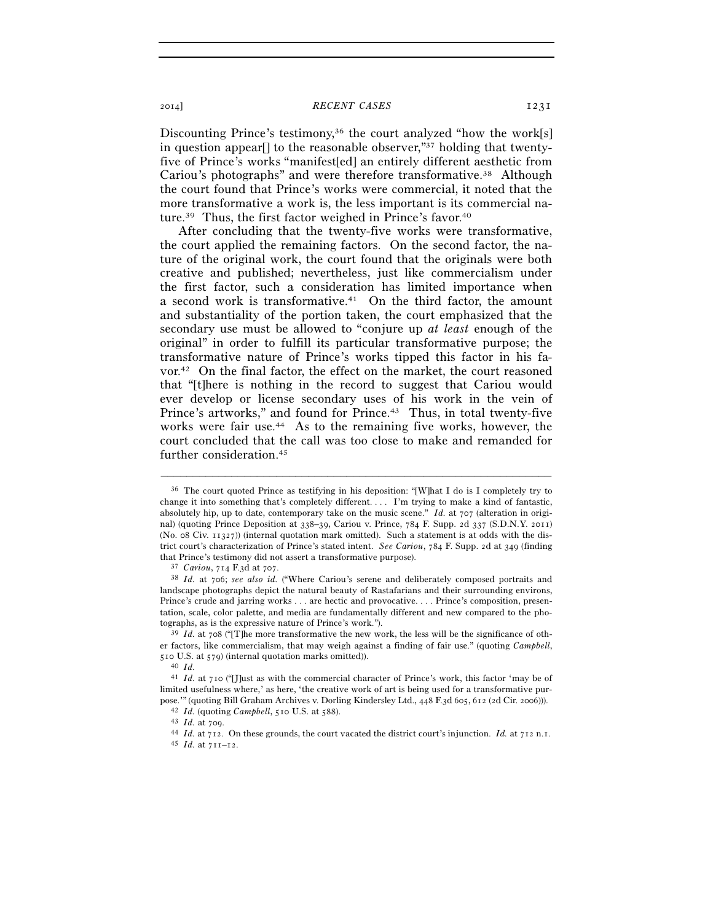Discounting Prince's testimony,[36] the court analyzed "how the work[s] in question appear[] to the reasonable observer,"[37] holding that twenty-five of Prince's works "manifest[ed] an entirely different aesthetic from Cariou's photographs" and were therefore transformative.[38] Although the court found that Prince's works were commercial, it noted that the more transformative a work is, the less important is its commercial nature.[39] Thus, the first factor weighed in Prince's favor.[40]

After concluding that the twenty-five works were transformative, the court applied the remaining factors. On the second factor, the nature of the original work, the court found that the originals were both creative and published; nevertheless, just like commercialism under the first factor, such a consideration has limited importance when a second work is transformative.[41] On the third factor, the amount and substantiality of the portion taken, the court emphasized that the secondary use must be allowed to "conjure up *at least* enough of the original" in order to fulfill its particular transformative purpose; the transformative nature of Prince's works tipped this factor in his favor.[42] On the final factor, the effect on the market, the court reasoned that "[t]here is nothing in the record to suggest that Cariou would ever develop or license secondary uses of his work in the vein of Prince's artworks," and found for Prince.[43] Thus, in total twenty-five works were fair use.[44] As to the remaining five works, however, the court concluded that the call was too close to make and remanded for further consideration.[45]

---

[36] The court quoted Prince as testifying in his deposition: "[W]hat I do is I completely try to change it into something that's completely different. . . . I'm trying to make a kind of fantastic, absolutely hip, up to date, contemporary take on the music scene." *Id.* at 707 (alteration in original) (quoting Prince Deposition at 338–39, Cariou v. Prince, 784 F. Supp. 2d 337 (S.D.N.Y. 2011) (No. 08 Civ. 11327)) (internal quotation mark omitted). Such a statement is at odds with the district court's characterization of Prince's stated intent. *See Cariou*, 784 F. Supp. 2d at 349 (finding that Prince's testimony did not assert a transformative purpose).

[37] *Cariou*, 714 F.3d at 707.

[38] *Id.* at 706; *see also id.* ("Where Cariou's serene and deliberately composed portraits and landscape photographs depict the natural beauty of Rastafarians and their surrounding environs, Prince's crude and jarring works . . . are hectic and provocative. . . . Prince's composition, presentation, scale, color palette, and media are fundamentally different and new compared to the photographs, as is the expressive nature of Prince's work.").

[39] *Id.* at 708 ("[T]he more transformative the new work, the less will be the significance of other factors, like commercialism, that may weigh against a finding of fair use." (quoting *Campbell*, 510 U.S. at 579) (internal quotation marks omitted)).

[40] *Id.*

[41] *Id.* at 710 ("[J]ust as with the commercial character of Prince's work, this factor 'may be of limited usefulness where,' as here, 'the creative work of art is being used for a transformative purpose.'" (quoting Bill Graham Archives v. Dorling Kindersley Ltd., 448 F.3d 605, 612 (2d Cir. 2006))).

[42] *Id.* (quoting *Campbell*, 510 U.S. at 588).

[43] *Id.* at 709.

[44] *Id.* at 712. On these grounds, the court vacated the district court's injunction. *Id.* at 712 n.1.

[45] *Id.* at 711–12.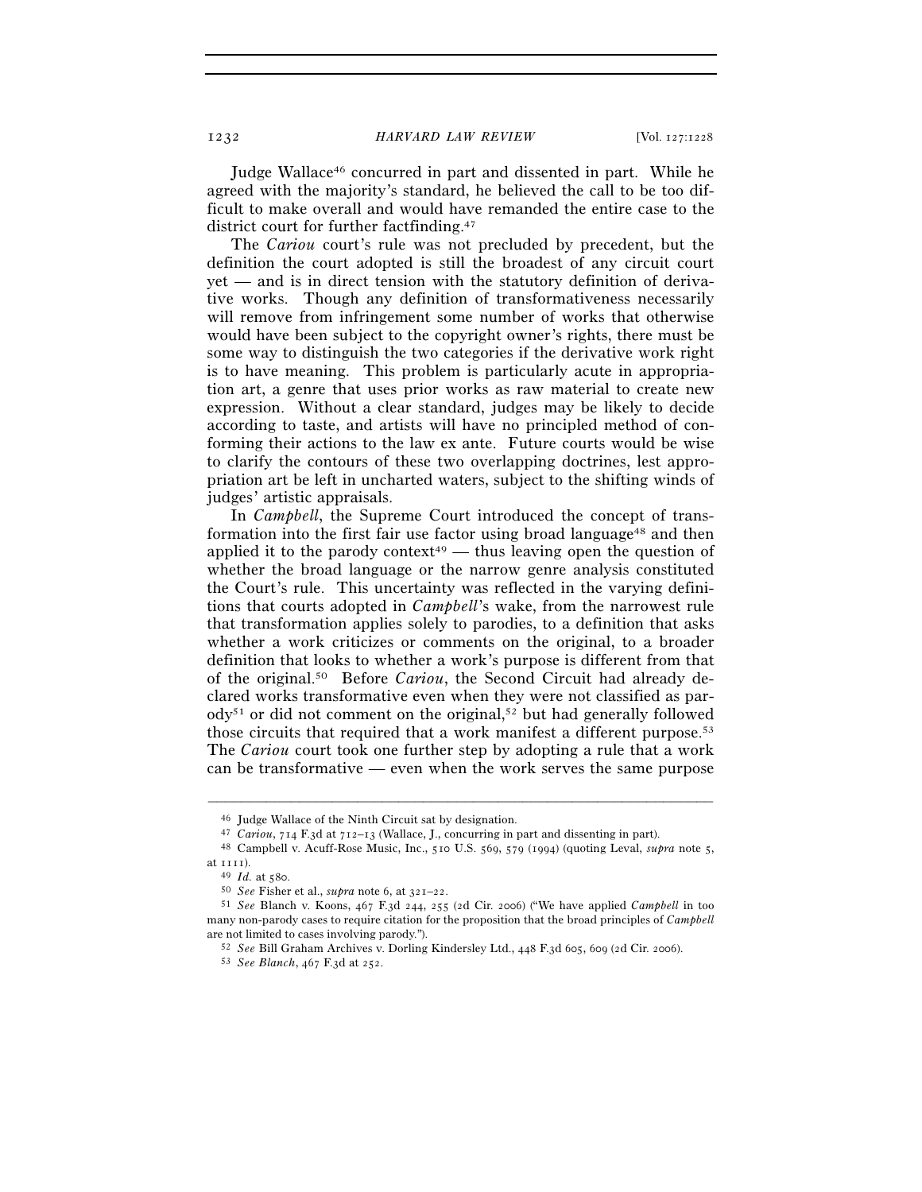Judge Wallace[46] concurred in part and dissented in part. While he agreed with the majority's standard, he believed the call to be too difficult to make overall and would have remanded the entire case to the district court for further factfinding.[47]

The *Cariou* court's rule was not precluded by precedent, but the definition the court adopted is still the broadest of any circuit court yet — and is in direct tension with the statutory definition of derivative works. Though any definition of transformativeness necessarily will remove from infringement some number of works that otherwise would have been subject to the copyright owner's rights, there must be some way to distinguish the two categories if the derivative work right is to have meaning. This problem is particularly acute in appropriation art, a genre that uses prior works as raw material to create new expression. Without a clear standard, judges may be likely to decide according to taste, and artists will have no principled method of conforming their actions to the law ex ante. Future courts would be wise to clarify the contours of these two overlapping doctrines, lest appropriation art be left in uncharted waters, subject to the shifting winds of judges' artistic appraisals.

In *Campbell*, the Supreme Court introduced the concept of transformation into the first fair use factor using broad language[48] and then applied it to the parody context[49] — thus leaving open the question of whether the broad language or the narrow genre analysis constituted the Court's rule. This uncertainty was reflected in the varying definitions that courts adopted in *Campbell*'s wake, from the narrowest rule that transformation applies solely to parodies, to a definition that asks whether a work criticizes or comments on the original, to a broader definition that looks to whether a work's purpose is different from that of the original.[50] Before *Cariou*, the Second Circuit had already declared works transformative even when they were not classified as parody[51] or did not comment on the original,[52] but had generally followed those circuits that required that a work manifest a different purpose.[53] The *Cariou* court took one further step by adopting a rule that a work can be transformative — even when the work serves the same purpose

---

[46] Judge Wallace of the Ninth Circuit sat by designation.

[47] *Cariou*, 714 F.3d at 712–13 (Wallace, J., concurring in part and dissenting in part).

[48] Campbell v. Acuff-Rose Music, Inc., 510 U.S. 569, 579 (1994) (quoting Leval, *supra* note 5, at 1111).

[49] *Id.* at 580.

[50] *See* Fisher et al., *supra* note 6, at 321–22.

[51] *See* Blanch v. Koons, 467 F.3d 244, 255 (2d Cir. 2006) ("We have applied *Campbell* in too many non-parody cases to require citation for the proposition that the broad principles of *Campbell* are not limited to cases involving parody.").

[52] *See* Bill Graham Archives v. Dorling Kindersley Ltd., 448 F.3d 605, 609 (2d Cir. 2006).

[53] *See Blanch*, 467 F.3d at 252.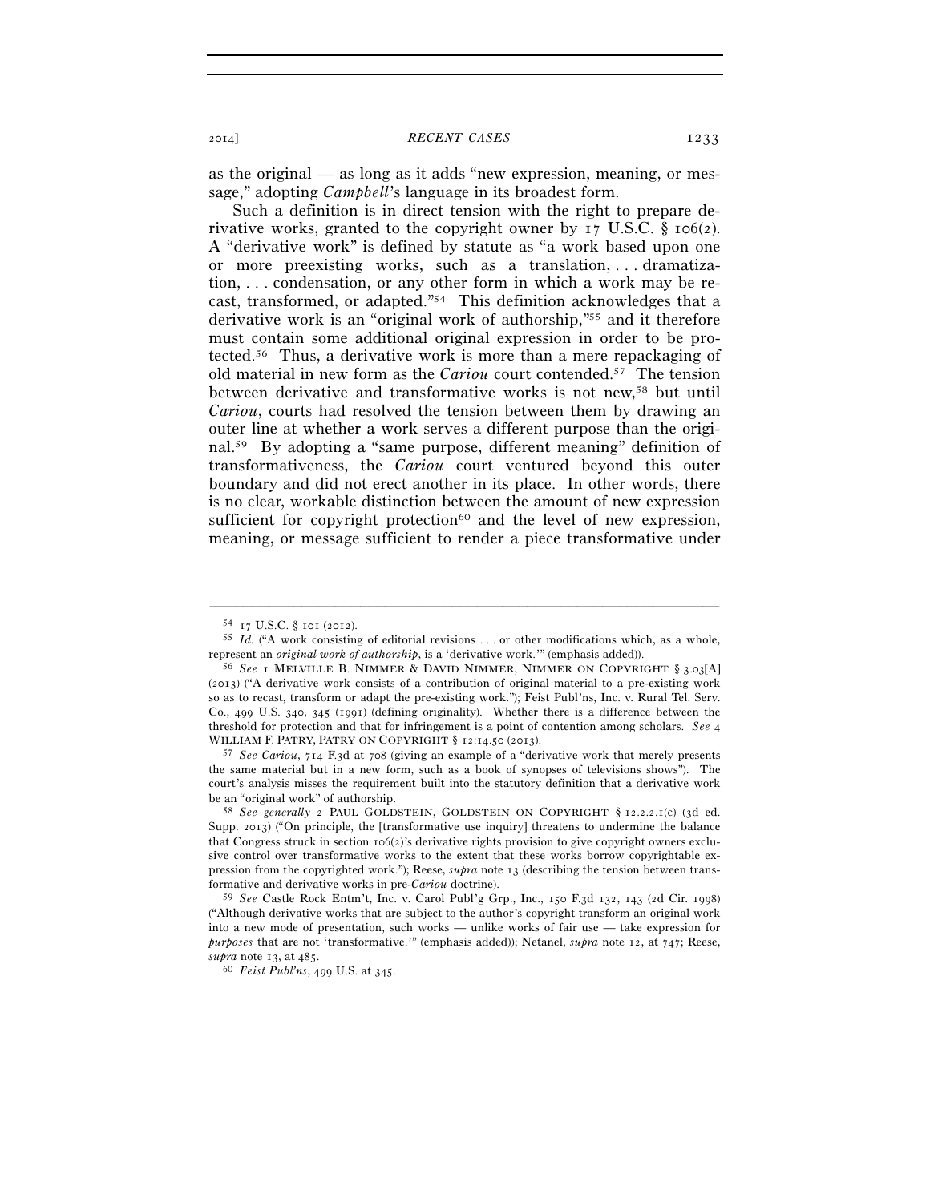as the original — as long as it adds "new expression, meaning, or message," adopting *Campbell*'s language in its broadest form.

Such a definition is in direct tension with the right to prepare derivative works, granted to the copyright owner by 17 U.S.C. § 106(2). A "derivative work" is defined by statute as "a work based upon one or more preexisting works, such as a translation, . . . dramatization, . . . condensation, or any other form in which a work may be recast, transformed, or adapted."[54] This definition acknowledges that a derivative work is an "original work of authorship,"[55] and it therefore must contain some additional original expression in order to be protected.[56] Thus, a derivative work is more than a mere repackaging of old material in new form as the *Cariou* court contended.[57] The tension between derivative and transformative works is not new,[58] but until *Cariou*, courts had resolved the tension between them by drawing an outer line at whether a work serves a different purpose than the original.[59] By adopting a "same purpose, different meaning" definition of transformativeness, the *Cariou* court ventured beyond this outer boundary and did not erect another in its place. In other words, there is no clear, workable distinction between the amount of new expression sufficient for copyright protection[60] and the level of new expression, meaning, or message sufficient to render a piece transformative under

---

[54] 17 U.S.C. § 101 (2012).

[55] *Id.* ("A work consisting of editorial revisions . . . or other modifications which, as a whole, represent an *original work of authorship*, is a 'derivative work.'" (emphasis added)).

[56] *See* 1 MELVILLE B. NIMMER & DAVID NIMMER, NIMMER ON COPYRIGHT § 3.03[A] (2013) ("A derivative work consists of a contribution of original material to a pre-existing work so as to recast, transform or adapt the pre-existing work."); Feist Publ'ns, Inc. v. Rural Tel. Serv. Co., 499 U.S. 340, 345 (1991) (defining originality). Whether there is a difference between the threshold for protection and that for infringement is a point of contention among scholars. *See* 4 WILLIAM F. PATRY, PATRY ON COPYRIGHT § 12:14.50 (2013).

[57] *See Cariou*, 714 F.3d at 708 (giving an example of a "derivative work that merely presents the same material but in a new form, such as a book of synopses of televisions shows"). The court's analysis misses the requirement built into the statutory definition that a derivative work be an "original work" of authorship.

[58] *See generally* 2 PAUL GOLDSTEIN, GOLDSTEIN ON COPYRIGHT § 12.2.2.1(c) (3d ed. Supp. 2013) ("On principle, the [transformative use inquiry] threatens to undermine the balance that Congress struck in section 106(2)'s derivative rights provision to give copyright owners exclusive control over transformative works to the extent that these works borrow copyrightable expression from the copyrighted work."); Reese, *supra* note 13 (describing the tension between transformative and derivative works in pre-*Cariou* doctrine).

[59] *See* Castle Rock Entm't, Inc. v. Carol Publ'g Grp., Inc., 150 F.3d 132, 143 (2d Cir. 1998) ("Although derivative works that are subject to the author's copyright transform an original work into a new mode of presentation, such works — unlike works of fair use — take expression for *purposes* that are not 'transformative.'" (emphasis added)); Netanel, *supra* note 12, at 747; Reese, *supra* note 13, at 485.

[60] *Feist Publ'ns*, 499 U.S. at 345.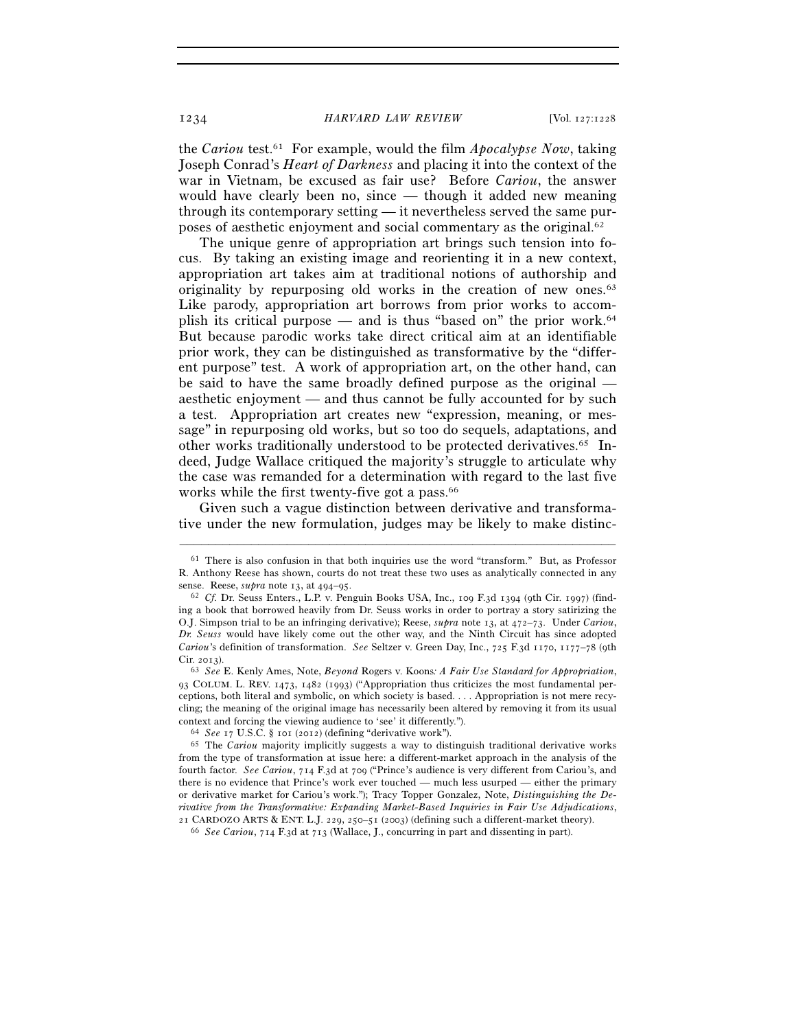the *Cariou* test.[61] For example, would the film *Apocalypse Now*, taking Joseph Conrad's *Heart of Darkness* and placing it into the context of the war in Vietnam, be excused as fair use? Before *Cariou*, the answer would have clearly been no, since — though it added new meaning through its contemporary setting — it nevertheless served the same purposes of aesthetic enjoyment and social commentary as the original.[62]

The unique genre of appropriation art brings such tension into focus. By taking an existing image and reorienting it in a new context, appropriation art takes aim at traditional notions of authorship and originality by repurposing old works in the creation of new ones.[63] Like parody, appropriation art borrows from prior works to accomplish its critical purpose — and is thus "based on" the prior work.[64] But because parodic works take direct critical aim at an identifiable prior work, they can be distinguished as transformative by the "different purpose" test. A work of appropriation art, on the other hand, can be said to have the same broadly defined purpose as the original — aesthetic enjoyment — and thus cannot be fully accounted for by such a test. Appropriation art creates new "expression, meaning, or message" in repurposing old works, but so too do sequels, adaptations, and other works traditionally understood to be protected derivatives.[65] Indeed, Judge Wallace critiqued the majority's struggle to articulate why the case was remanded for a determination with regard to the last five works while the first twenty-five got a pass.[66]

Given such a vague distinction between derivative and transformative under the new formulation, judges may be likely to make distinc-

---

[61] There is also confusion in that both inquiries use the word "transform." But, as Professor R. Anthony Reese has shown, courts do not treat these two uses as analytically connected in any sense. Reese, *supra* note 13, at 494–95.

[62] *Cf.* Dr. Seuss Enters., L.P. v. Penguin Books USA, Inc., 109 F.3d 1394 (9th Cir. 1997) (finding a book that borrowed heavily from Dr. Seuss works in order to portray a story satirizing the O.J. Simpson trial to be an infringing derivative); Reese, *supra* note 13, at 472–73. Under *Cariou*, *Dr. Seuss* would have likely come out the other way, and the Ninth Circuit has since adopted *Cariou*'s definition of transformation. *See* Seltzer v. Green Day, Inc., 725 F.3d 1170, 1177–78 (9th Cir. 2013).

[63] *See* E. Kenly Ames, Note, *Beyond* Rogers v. Koons*: A Fair Use Standard for Appropriation*, 93 COLUM. L. REV. 1473, 1482 (1993) ("Appropriation thus criticizes the most fundamental perceptions, both literal and symbolic, on which society is based. . . . Appropriation is not mere recycling; the meaning of the original image has necessarily been altered by removing it from its usual context and forcing the viewing audience to 'see' it differently.").

[64] *See* 17 U.S.C. § 101 (2012) (defining "derivative work").

[65] The *Cariou* majority implicitly suggests a way to distinguish traditional derivative works from the type of transformation at issue here: a different-market approach in the analysis of the fourth factor. *See Cariou*, 714 F.3d at 709 ("Prince's audience is very different from Cariou's, and there is no evidence that Prince's work ever touched — much less usurped — either the primary or derivative market for Cariou's work."); Tracy Topper Gonzalez, Note, *Distinguishing the Derivative from the Transformative: Expanding Market-Based Inquiries in Fair Use Adjudications*, 21 CARDOZO ARTS & ENT. L.J. 229, 250–51 (2003) (defining such a different-market theory).

[66] *See Cariou*, 714 F.3d at 713 (Wallace, J., concurring in part and dissenting in part).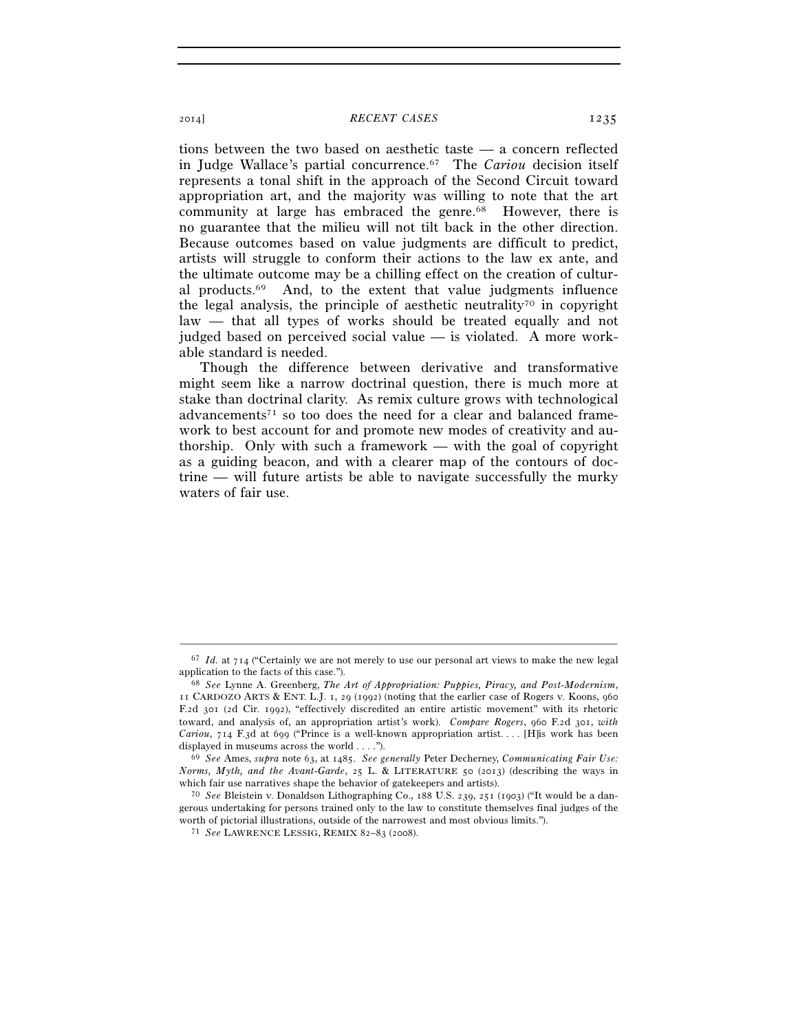tions between the two based on aesthetic taste — a concern reflected in Judge Wallace's partial concurrence.[67] The *Cariou* decision itself represents a tonal shift in the approach of the Second Circuit toward appropriation art, and the majority was willing to note that the art community at large has embraced the genre.[68] However, there is no guarantee that the milieu will not tilt back in the other direction. Because outcomes based on value judgments are difficult to predict, artists will struggle to conform their actions to the law ex ante, and the ultimate outcome may be a chilling effect on the creation of cultural products.[69] And, to the extent that value judgments influence the legal analysis, the principle of aesthetic neutrality[70] in copyright law — that all types of works should be treated equally and not judged based on perceived social value — is violated. A more workable standard is needed.

Though the difference between derivative and transformative might seem like a narrow doctrinal question, there is much more at stake than doctrinal clarity. As remix culture grows with technological advancements[71] so too does the need for a clear and balanced framework to best account for and promote new modes of creativity and authorship. Only with such a framework — with the goal of copyright as a guiding beacon, and with a clearer map of the contours of doctrine — will future artists be able to navigate successfully the murky waters of fair use.

---

[67] *Id.* at 714 ("Certainly we are not merely to use our personal art views to make the new legal application to the facts of this case.").

[68] *See* Lynne A. Greenberg, *The Art of Appropriation: Puppies, Piracy, and Post-Modernism*, 11 CARDOZO ARTS & ENT. L.J. 1, 29 (1992) (noting that the earlier case of Rogers v. Koons, 960 F.2d 301 (2d Cir. 1992), "effectively discredited an entire artistic movement" with its rhetoric toward, and analysis of, an appropriation artist's work). *Compare Rogers*, 960 F.2d 301, *with Cariou*, 714 F.3d at 699 ("Prince is a well-known appropriation artist. . . . [H]is work has been displayed in museums across the world . . . .").

[69] *See* Ames, *supra* note 63, at 1485. *See generally* Peter Decherney, *Communicating Fair Use: Norms, Myth, and the Avant-Garde*, 25 L. & LITERATURE 50 (2013) (describing the ways in which fair use narratives shape the behavior of gatekeepers and artists).

[70] *See* Bleistein v. Donaldson Lithographing Co., 188 U.S. 239, 251 (1903) ("It would be a dangerous undertaking for persons trained only to the law to constitute themselves final judges of the worth of pictorial illustrations, outside of the narrowest and most obvious limits.").

[71] *See* LAWRENCE LESSIG, REMIX 82–83 (2008).